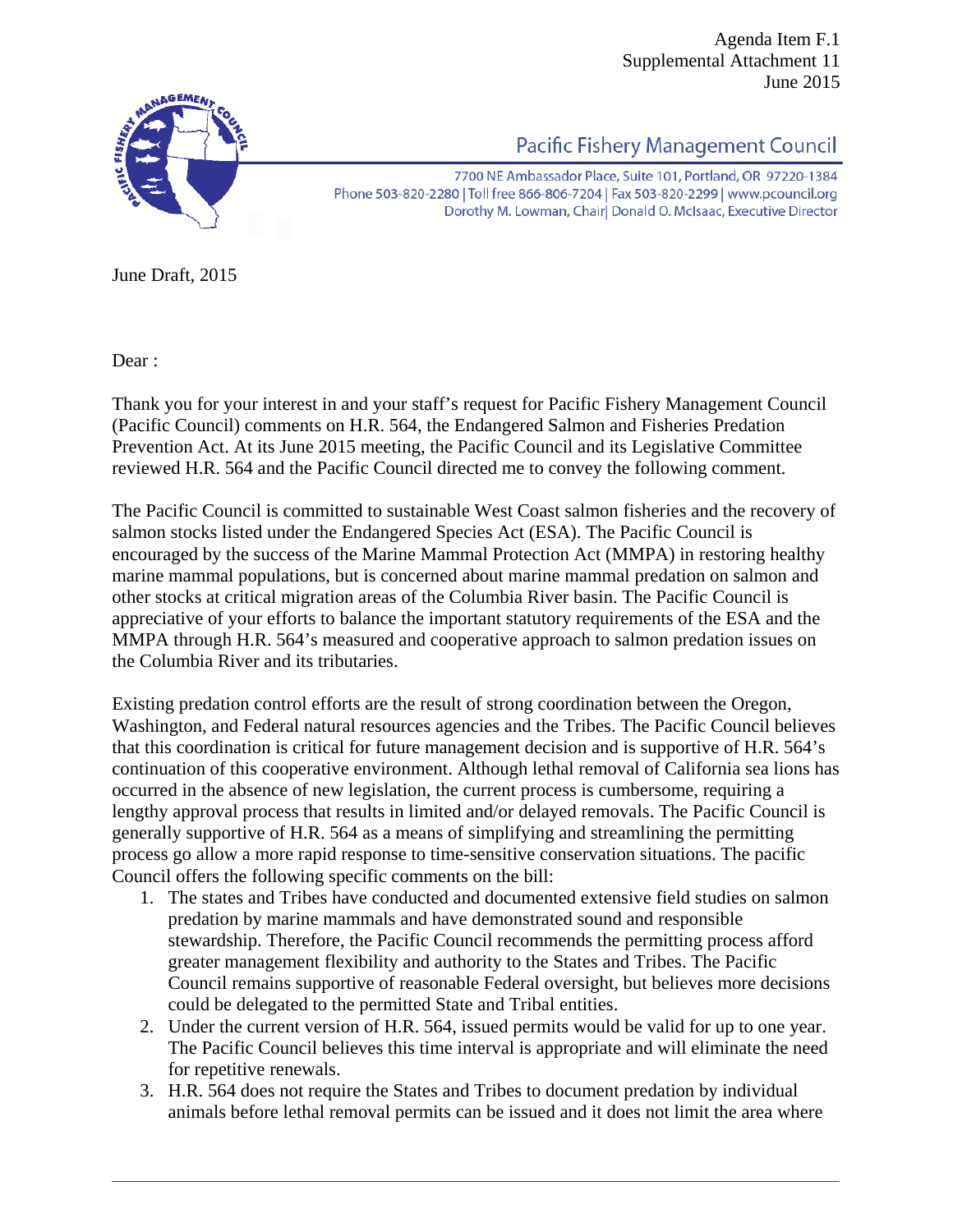Agenda Item F.1
Supplemental Attachment 11
June 2015

**Pacific Fishery Management Council**

7700 NE Ambassador Place, Suite 101, Portland, OR 97220-1384
Phone 503-820-2280 | Toll free 866-806-7204 | Fax 503-820-2299 | www.pcouncil.org
Dorothy M. Lowman, Chair| Donald O. McIsaac, Executive Director

June Draft, 2015

Dear :

Thank you for your interest in and your staff's request for Pacific Fishery Management Council (Pacific Council) comments on H.R. 564, the Endangered Salmon and Fisheries Predation Prevention Act. At its June 2015 meeting, the Pacific Council and its Legislative Committee reviewed H.R. 564 and the Pacific Council directed me to convey the following comment.

The Pacific Council is committed to sustainable West Coast salmon fisheries and the recovery of salmon stocks listed under the Endangered Species Act (ESA). The Pacific Council is encouraged by the success of the Marine Mammal Protection Act (MMPA) in restoring healthy marine mammal populations, but is concerned about marine mammal predation on salmon and other stocks at critical migration areas of the Columbia River basin. The Pacific Council is appreciative of your efforts to balance the important statutory requirements of the ESA and the MMPA through H.R. 564's measured and cooperative approach to salmon predation issues on the Columbia River and its tributaries.

Existing predation control efforts are the result of strong coordination between the Oregon, Washington, and Federal natural resources agencies and the Tribes. The Pacific Council believes that this coordination is critical for future management decision and is supportive of H.R. 564's continuation of this cooperative environment. Although lethal removal of California sea lions has occurred in the absence of new legislation, the current process is cumbersome, requiring a lengthy approval process that results in limited and/or delayed removals. The Pacific Council is generally supportive of H.R. 564 as a means of simplifying and streamlining the permitting process go allow a more rapid response to time-sensitive conservation situations. The pacific Council offers the following specific comments on the bill:

1. The states and Tribes have conducted and documented extensive field studies on salmon predation by marine mammals and have demonstrated sound and responsible stewardship. Therefore, the Pacific Council recommends the permitting process afford greater management flexibility and authority to the States and Tribes. The Pacific Council remains supportive of reasonable Federal oversight, but believes more decisions could be delegated to the permitted State and Tribal entities.
2. Under the current version of H.R. 564, issued permits would be valid for up to one year. The Pacific Council believes this time interval is appropriate and will eliminate the need for repetitive renewals.
3. H.R. 564 does not require the States and Tribes to document predation by individual animals before lethal removal permits can be issued and it does not limit the area where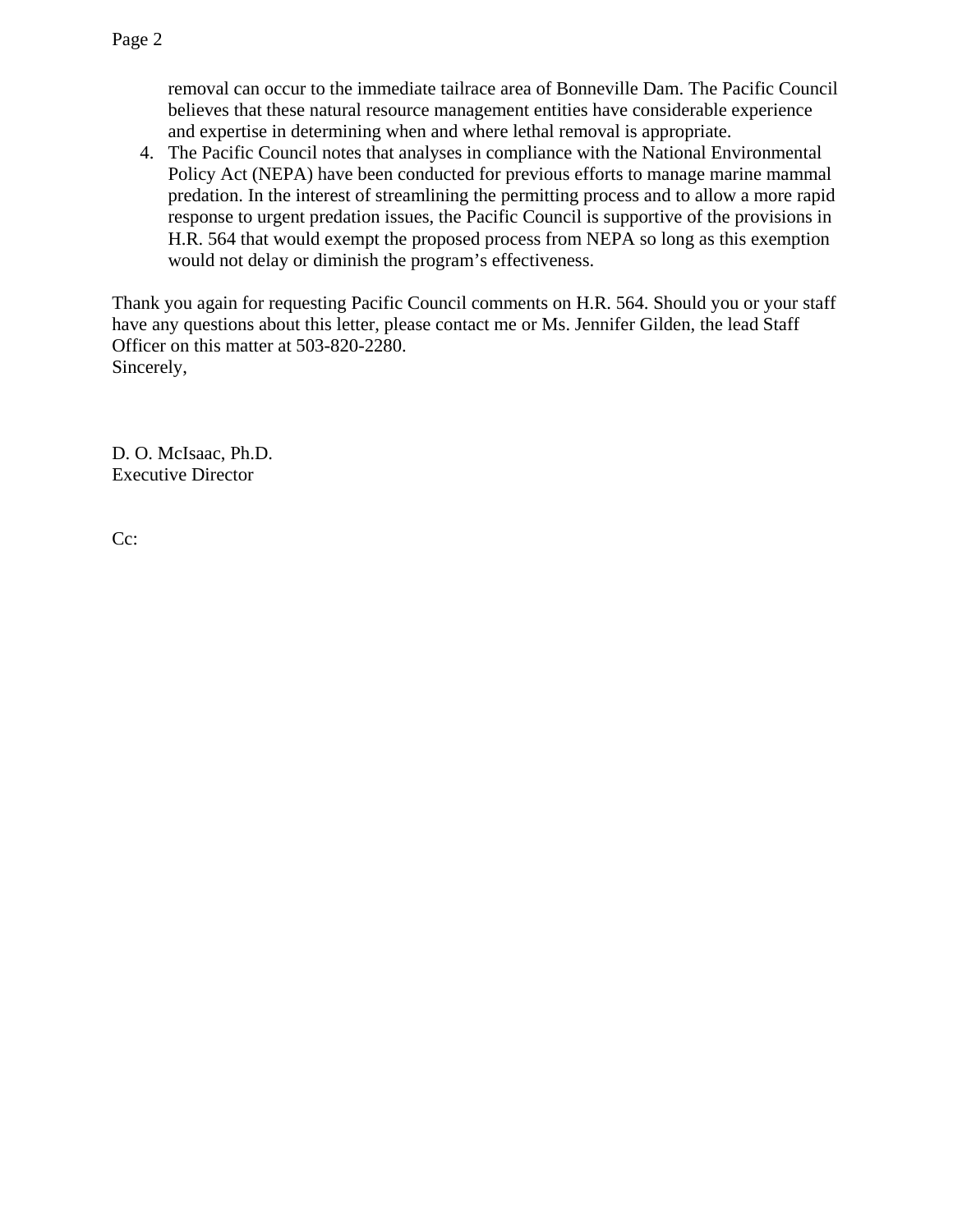removal can occur to the immediate tailrace area of Bonneville Dam. The Pacific Council believes that these natural resource management entities have considerable experience and expertise in determining when and where lethal removal is appropriate.

4. The Pacific Council notes that analyses in compliance with the National Environmental Policy Act (NEPA) have been conducted for previous efforts to manage marine mammal predation. In the interest of streamlining the permitting process and to allow a more rapid response to urgent predation issues, the Pacific Council is supportive of the provisions in H.R. 564 that would exempt the proposed process from NEPA so long as this exemption would not delay or diminish the program's effectiveness.

Thank you again for requesting Pacific Council comments on H.R. 564. Should you or your staff have any questions about this letter, please contact me or Ms. Jennifer Gilden, the lead Staff Officer on this matter at 503-820-2280.

Sincerely,

D. O. McIsaac, Ph.D.
Executive Director

Cc: